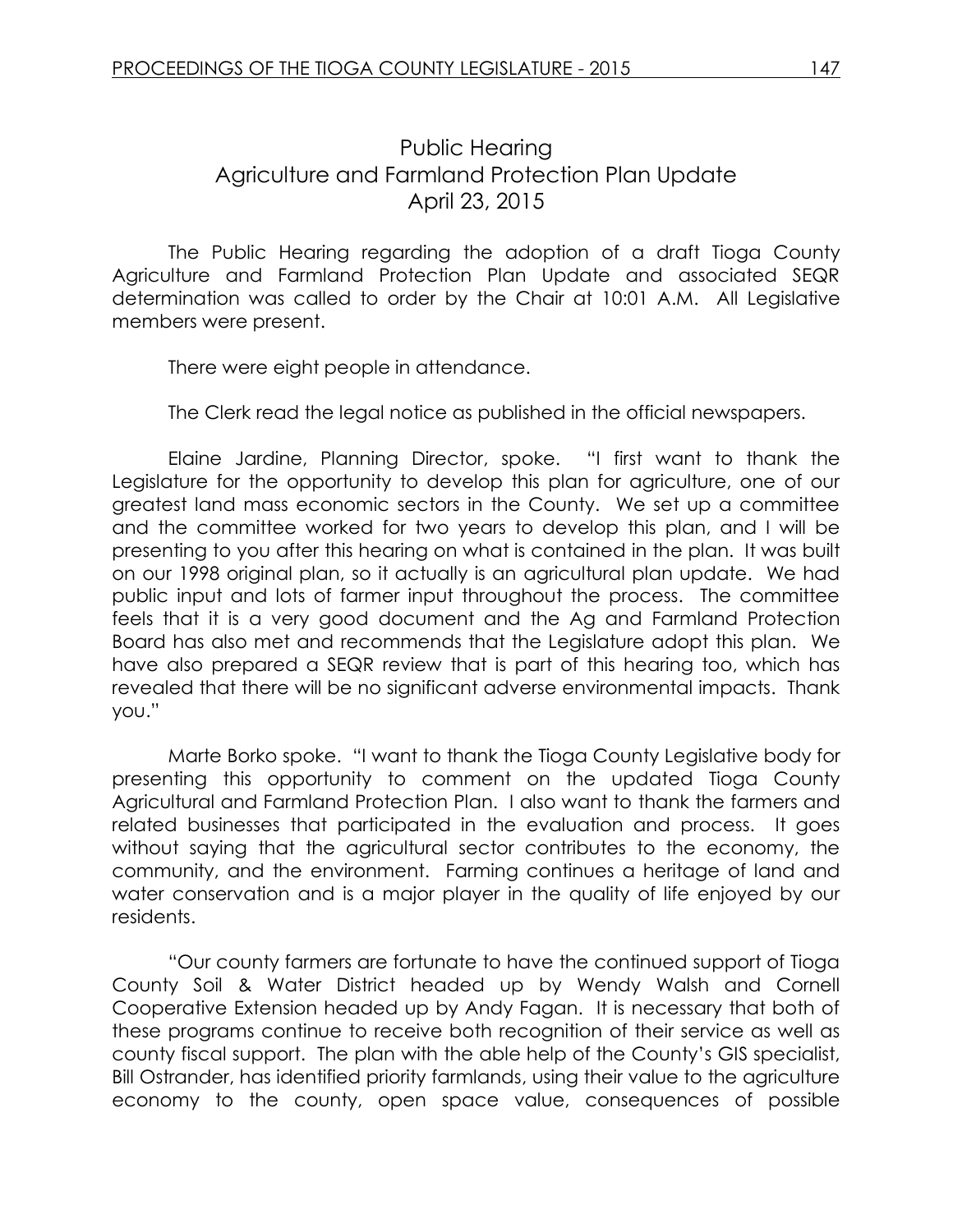# Public Hearing
## Agriculture and Farmland Protection Plan Update
### April 23, 2015

The Public Hearing regarding the adoption of a draft Tioga County Agriculture and Farmland Protection Plan Update and associated SEQR determination was called to order by the Chair at 10:01 A.M. All Legislative members were present.

There were eight people in attendance.

The Clerk read the legal notice as published in the official newspapers.

Elaine Jardine, Planning Director, spoke. "I first want to thank the Legislature for the opportunity to develop this plan for agriculture, one of our greatest land mass economic sectors in the County. We set up a committee and the committee worked for two years to develop this plan, and I will be presenting to you after this hearing on what is contained in the plan. It was built on our 1998 original plan, so it actually is an agricultural plan update. We had public input and lots of farmer input throughout the process. The committee feels that it is a very good document and the Ag and Farmland Protection Board has also met and recommends that the Legislature adopt this plan. We have also prepared a SEQR review that is part of this hearing too, which has revealed that there will be no significant adverse environmental impacts. Thank you."

Marte Borko spoke. "I want to thank the Tioga County Legislative body for presenting this opportunity to comment on the updated Tioga County Agricultural and Farmland Protection Plan. I also want to thank the farmers and related businesses that participated in the evaluation and process. It goes without saying that the agricultural sector contributes to the economy, the community, and the environment. Farming continues a heritage of land and water conservation and is a major player in the quality of life enjoyed by our residents.

"Our county farmers are fortunate to have the continued support of Tioga County Soil & Water District headed up by Wendy Walsh and Cornell Cooperative Extension headed up by Andy Fagan. It is necessary that both of these programs continue to receive both recognition of their service as well as county fiscal support. The plan with the able help of the County's GIS specialist, Bill Ostrander, has identified priority farmlands, using their value to the agriculture economy to the county, open space value, consequences of possible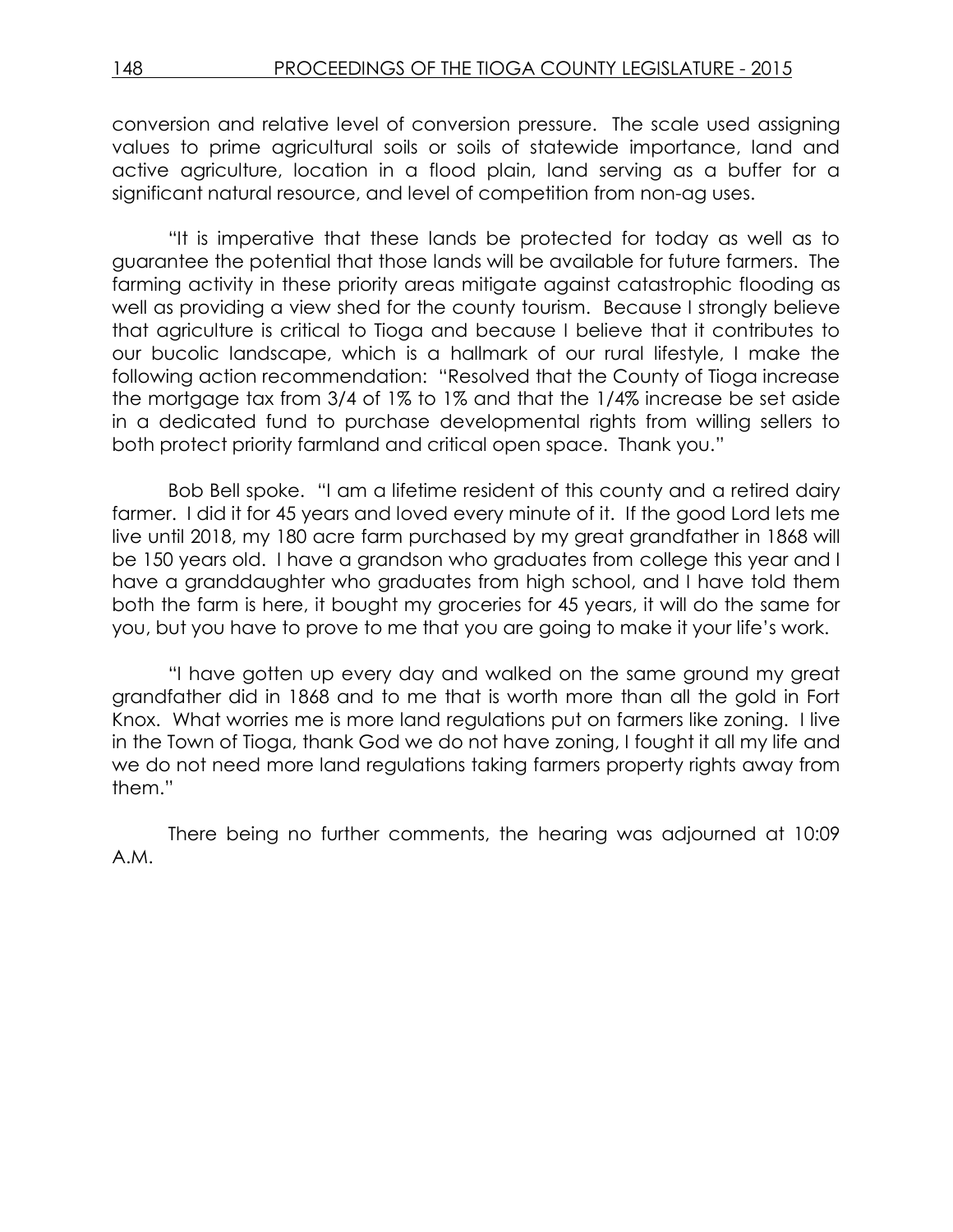conversion and relative level of conversion pressure. The scale used assigning values to prime agricultural soils or soils of statewide importance, land and active agriculture, location in a flood plain, land serving as a buffer for a significant natural resource, and level of competition from non-ag uses.

"It is imperative that these lands be protected for today as well as to guarantee the potential that those lands will be available for future farmers. The farming activity in these priority areas mitigate against catastrophic flooding as well as providing a view shed for the county tourism. Because I strongly believe that agriculture is critical to Tioga and because I believe that it contributes to our bucolic landscape, which is a hallmark of our rural lifestyle, I make the following action recommendation: "Resolved that the County of Tioga increase the mortgage tax from 3/4 of 1% to 1% and that the 1/4% increase be set aside in a dedicated fund to purchase developmental rights from willing sellers to both protect priority farmland and critical open space. Thank you."

Bob Bell spoke. "I am a lifetime resident of this county and a retired dairy farmer. I did it for 45 years and loved every minute of it. If the good Lord lets me live until 2018, my 180 acre farm purchased by my great grandfather in 1868 will be 150 years old. I have a grandson who graduates from college this year and I have a granddaughter who graduates from high school, and I have told them both the farm is here, it bought my groceries for 45 years, it will do the same for you, but you have to prove to me that you are going to make it your life's work.

"I have gotten up every day and walked on the same ground my great grandfather did in 1868 and to me that is worth more than all the gold in Fort Knox. What worries me is more land regulations put on farmers like zoning. I live in the Town of Tioga, thank God we do not have zoning, I fought it all my life and we do not need more land regulations taking farmers property rights away from them."

There being no further comments, the hearing was adjourned at 10:09 A.M.